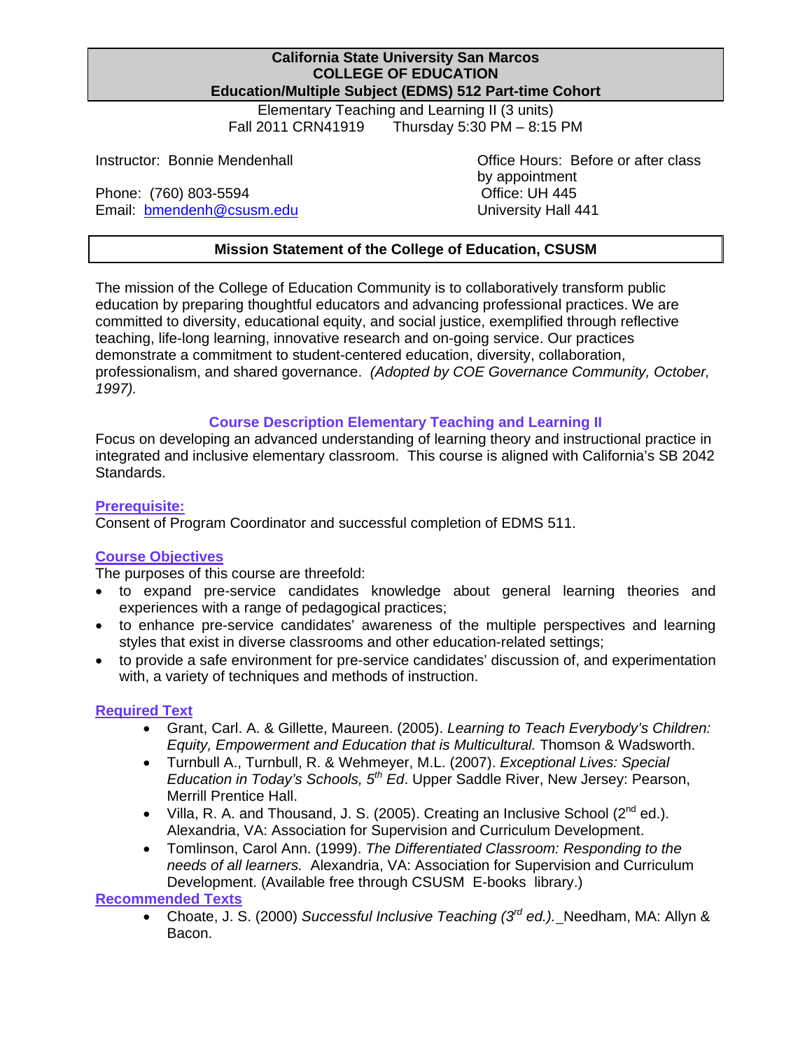**California State University San Marcos**
**COLLEGE OF EDUCATION**
**Education/Multiple Subject (EDMS) 512 Part-time Cohort**

Elementary Teaching and Learning II (3 units)
Fall 2011 CRN41919 Thursday 5:30 PM – 8:15 PM

Instructor: Bonnie Mendenhall

Phone: (760) 803-5594
Email: bmendenh@csusm.edu

Office Hours: Before or after class by appointment
Office: UH 445
University Hall 441

## Mission Statement of the College of Education, CSUSM

The mission of the College of Education Community is to collaboratively transform public education by preparing thoughtful educators and advancing professional practices. We are committed to diversity, educational equity, and social justice, exemplified through reflective teaching, life-long learning, innovative research and on-going service. Our practices demonstrate a commitment to student-centered education, diversity, collaboration, professionalism, and shared governance. *(Adopted by COE Governance Community, October, 1997).*

## Course Description Elementary Teaching and Learning II

Focus on developing an advanced understanding of learning theory and instructional practice in integrated and inclusive elementary classroom. This course is aligned with California's SB 2042 Standards.

### Prerequisite:

Consent of Program Coordinator and successful completion of EDMS 511.

### Course Objectives

The purposes of this course are threefold:

- to expand pre-service candidates knowledge about general learning theories and experiences with a range of pedagogical practices;
- to enhance pre-service candidates' awareness of the multiple perspectives and learning styles that exist in diverse classrooms and other education-related settings;
- to provide a safe environment for pre-service candidates' discussion of, and experimentation with, a variety of techniques and methods of instruction.

### Required Text

- Grant, Carl. A. & Gillette, Maureen. (2005). *Learning to Teach Everybody's Children: Equity, Empowerment and Education that is Multicultural.* Thomson & Wadsworth.
- Turnbull A., Turnbull, R. & Wehmeyer, M.L. (2007). *Exceptional Lives: Special Education in Today's Schools, 5th Ed*. Upper Saddle River, New Jersey: Pearson, Merrill Prentice Hall.
- Villa, R. A. and Thousand, J. S. (2005). Creating an Inclusive School (2nd ed.). Alexandria, VA: Association for Supervision and Curriculum Development.
- Tomlinson, Carol Ann. (1999). *The Differentiated Classroom: Responding to the needs of all learners.* Alexandria, VA: Association for Supervision and Curriculum Development. (Available free through CSUSM E-books library.)

### Recommended Texts

- Choate, J. S. (2000) *Successful Inclusive Teaching (3rd ed.).* Needham, MA: Allyn & Bacon.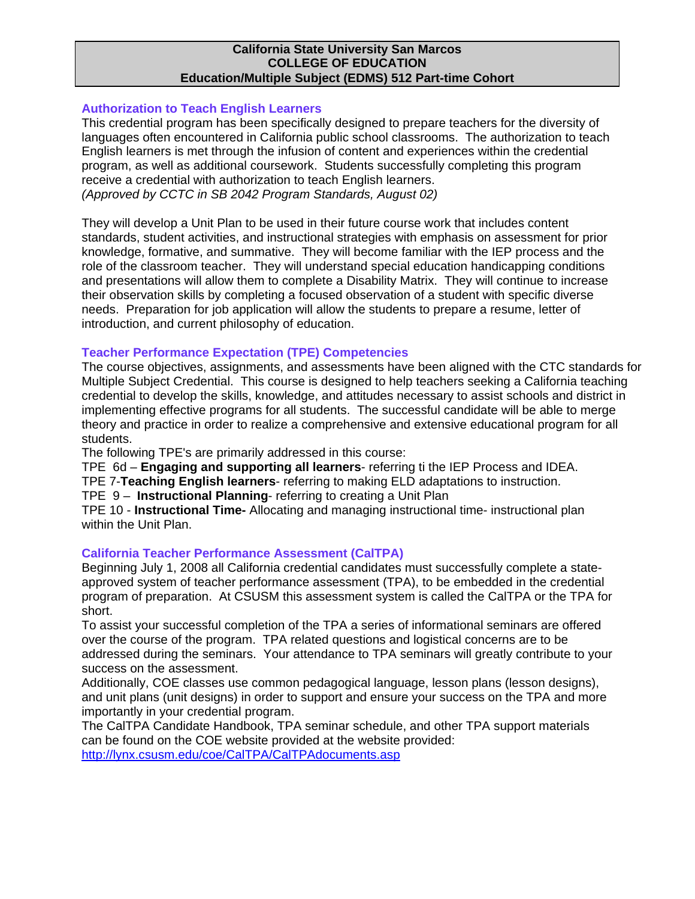**California State University San Marcos**
**COLLEGE OF EDUCATION**
**Education/Multiple Subject (EDMS) 512 Part-time Cohort**

### Authorization to Teach English Learners

This credential program has been specifically designed to prepare teachers for the diversity of languages often encountered in California public school classrooms. The authorization to teach English learners is met through the infusion of content and experiences within the credential program, as well as additional coursework. Students successfully completing this program receive a credential with authorization to teach English learners.
*(Approved by CCTC in SB 2042 Program Standards, August 02)*

They will develop a Unit Plan to be used in their future course work that includes content standards, student activities, and instructional strategies with emphasis on assessment for prior knowledge, formative, and summative. They will become familiar with the IEP process and the role of the classroom teacher. They will understand special education handicapping conditions and presentations will allow them to complete a Disability Matrix. They will continue to increase their observation skills by completing a focused observation of a student with specific diverse needs. Preparation for job application will allow the students to prepare a resume, letter of introduction, and current philosophy of education.

### Teacher Performance Expectation (TPE) Competencies

The course objectives, assignments, and assessments have been aligned with the CTC standards for Multiple Subject Credential. This course is designed to help teachers seeking a California teaching credential to develop the skills, knowledge, and attitudes necessary to assist schools and district in implementing effective programs for all students. The successful candidate will be able to merge theory and practice in order to realize a comprehensive and extensive educational program for all students.
The following TPE's are primarily addressed in this course:
TPE 6d – **Engaging and supporting all learners**- referring ti the IEP Process and IDEA.
TPE 7-**Teaching English learners**- referring to making ELD adaptations to instruction.
TPE 9 – **Instructional Planning**- referring to creating a Unit Plan
TPE 10 - **Instructional Time-** Allocating and managing instructional time- instructional plan within the Unit Plan.

### California Teacher Performance Assessment (CalTPA)

Beginning July 1, 2008 all California credential candidates must successfully complete a state-approved system of teacher performance assessment (TPA), to be embedded in the credential program of preparation. At CSUSM this assessment system is called the CalTPA or the TPA for short.
To assist your successful completion of the TPA a series of informational seminars are offered over the course of the program. TPA related questions and logistical concerns are to be addressed during the seminars. Your attendance to TPA seminars will greatly contribute to your success on the assessment.
Additionally, COE classes use common pedagogical language, lesson plans (lesson designs), and unit plans (unit designs) in order to support and ensure your success on the TPA and more importantly in your credential program.
The CalTPA Candidate Handbook, TPA seminar schedule, and other TPA support materials can be found on the COE website provided at the website provided:
http://lynx.csusm.edu/coe/CalTPA/CalTPAdocuments.asp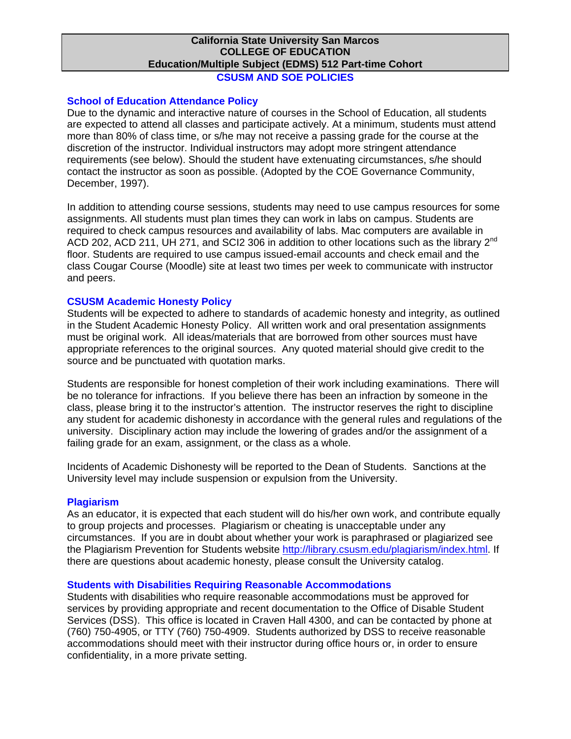**California State University San Marcos**
**COLLEGE OF EDUCATION**
**Education/Multiple Subject (EDMS) 512 Part-time Cohort**

## CSUSM AND SOE POLICIES

### School of Education Attendance Policy

Due to the dynamic and interactive nature of courses in the School of Education, all students are expected to attend all classes and participate actively. At a minimum, students must attend more than 80% of class time, or s/he may not receive a passing grade for the course at the discretion of the instructor. Individual instructors may adopt more stringent attendance requirements (see below). Should the student have extenuating circumstances, s/he should contact the instructor as soon as possible. (Adopted by the COE Governance Community, December, 1997).

In addition to attending course sessions, students may need to use campus resources for some assignments. All students must plan times they can work in labs on campus. Students are required to check campus resources and availability of labs. Mac computers are available in ACD 202, ACD 211, UH 271, and SCI2 306 in addition to other locations such as the library 2nd floor. Students are required to use campus issued-email accounts and check email and the class Cougar Course (Moodle) site at least two times per week to communicate with instructor and peers.

### CSUSM Academic Honesty Policy

Students will be expected to adhere to standards of academic honesty and integrity, as outlined in the Student Academic Honesty Policy. All written work and oral presentation assignments must be original work. All ideas/materials that are borrowed from other sources must have appropriate references to the original sources. Any quoted material should give credit to the source and be punctuated with quotation marks.

Students are responsible for honest completion of their work including examinations. There will be no tolerance for infractions. If you believe there has been an infraction by someone in the class, please bring it to the instructor's attention. The instructor reserves the right to discipline any student for academic dishonesty in accordance with the general rules and regulations of the university. Disciplinary action may include the lowering of grades and/or the assignment of a failing grade for an exam, assignment, or the class as a whole.

Incidents of Academic Dishonesty will be reported to the Dean of Students. Sanctions at the University level may include suspension or expulsion from the University.

### Plagiarism

As an educator, it is expected that each student will do his/her own work, and contribute equally to group projects and processes. Plagiarism or cheating is unacceptable under any circumstances. If you are in doubt about whether your work is paraphrased or plagiarized see the Plagiarism Prevention for Students website http://library.csusm.edu/plagiarism/index.html. If there are questions about academic honesty, please consult the University catalog.

### Students with Disabilities Requiring Reasonable Accommodations

Students with disabilities who require reasonable accommodations must be approved for services by providing appropriate and recent documentation to the Office of Disable Student Services (DSS). This office is located in Craven Hall 4300, and can be contacted by phone at (760) 750-4905, or TTY (760) 750-4909. Students authorized by DSS to receive reasonable accommodations should meet with their instructor during office hours or, in order to ensure confidentiality, in a more private setting.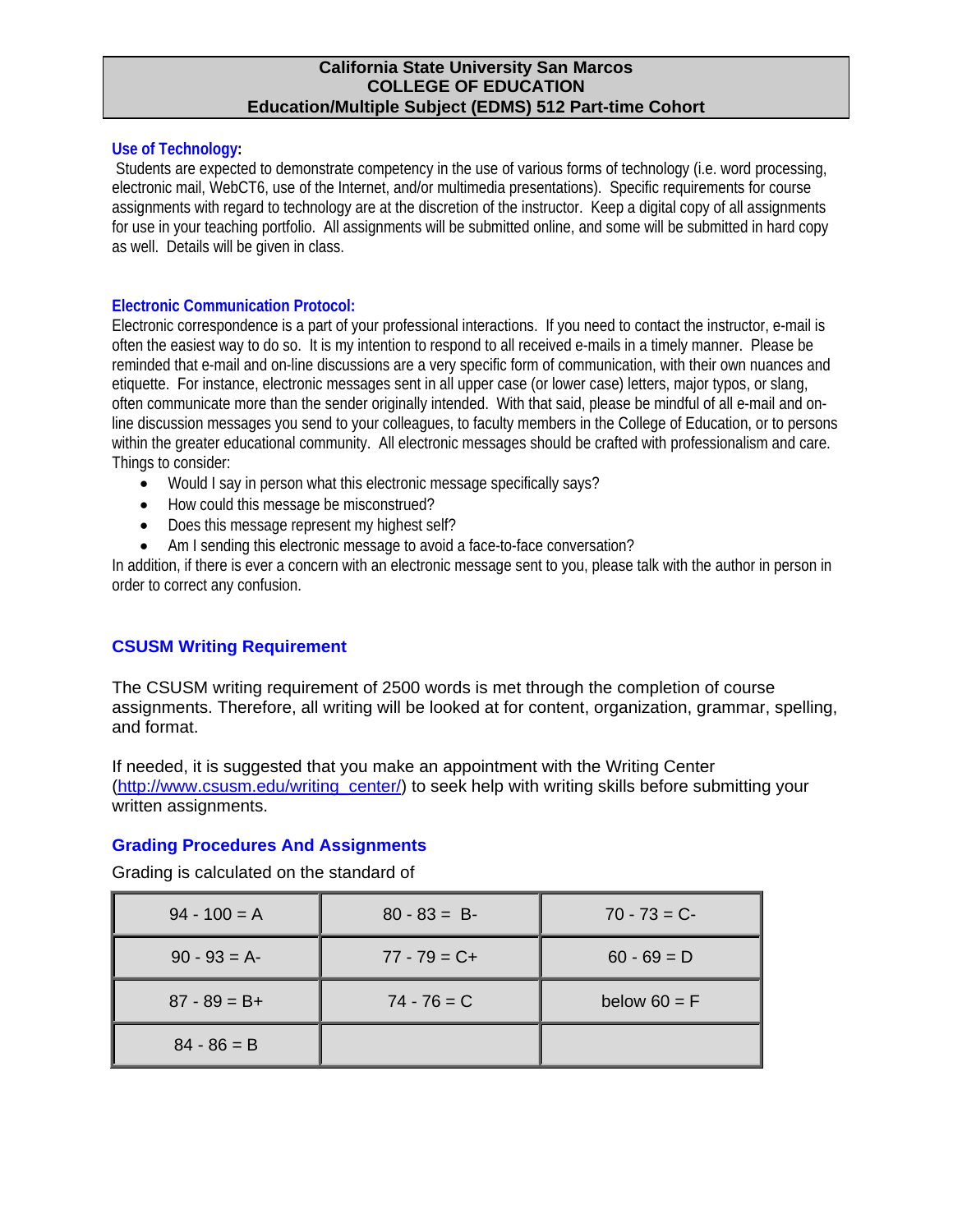**California State University San Marcos**
**COLLEGE OF EDUCATION**
**Education/Multiple Subject (EDMS) 512 Part-time Cohort**

### Use of Technology:

Students are expected to demonstrate competency in the use of various forms of technology (i.e. word processing, electronic mail, WebCT6, use of the Internet, and/or multimedia presentations). Specific requirements for course assignments with regard to technology are at the discretion of the instructor. Keep a digital copy of all assignments for use in your teaching portfolio. All assignments will be submitted online, and some will be submitted in hard copy as well. Details will be given in class.

### Electronic Communication Protocol:

Electronic correspondence is a part of your professional interactions. If you need to contact the instructor, e-mail is often the easiest way to do so. It is my intention to respond to all received e-mails in a timely manner. Please be reminded that e-mail and on-line discussions are a very specific form of communication, with their own nuances and etiquette. For instance, electronic messages sent in all upper case (or lower case) letters, major typos, or slang, often communicate more than the sender originally intended. With that said, please be mindful of all e-mail and on-line discussion messages you send to your colleagues, to faculty members in the College of Education, or to persons within the greater educational community. All electronic messages should be crafted with professionalism and care. Things to consider:

- Would I say in person what this electronic message specifically says?
- How could this message be misconstrued?
- Does this message represent my highest self?
- Am I sending this electronic message to avoid a face-to-face conversation?

In addition, if there is ever a concern with an electronic message sent to you, please talk with the author in person in order to correct any confusion.

### CSUSM Writing Requirement

The CSUSM writing requirement of 2500 words is met through the completion of course assignments. Therefore, all writing will be looked at for content, organization, grammar, spelling, and format.

If needed, it is suggested that you make an appointment with the Writing Center (http://www.csusm.edu/writing_center/) to seek help with writing skills before submitting your written assignments.

### Grading Procedures And Assignments

Grading is calculated on the standard of

| | | |
|---|---|---|
| 94 - 100 = A | 80 - 83 = B- | 70 - 73 = C- |
| 90 - 93 = A- | 77 - 79 = C+ | 60 - 69 = D |
| 87 - 89 = B+ | 74 - 76 = C | below 60 = F |
| 84 - 86 = B | | |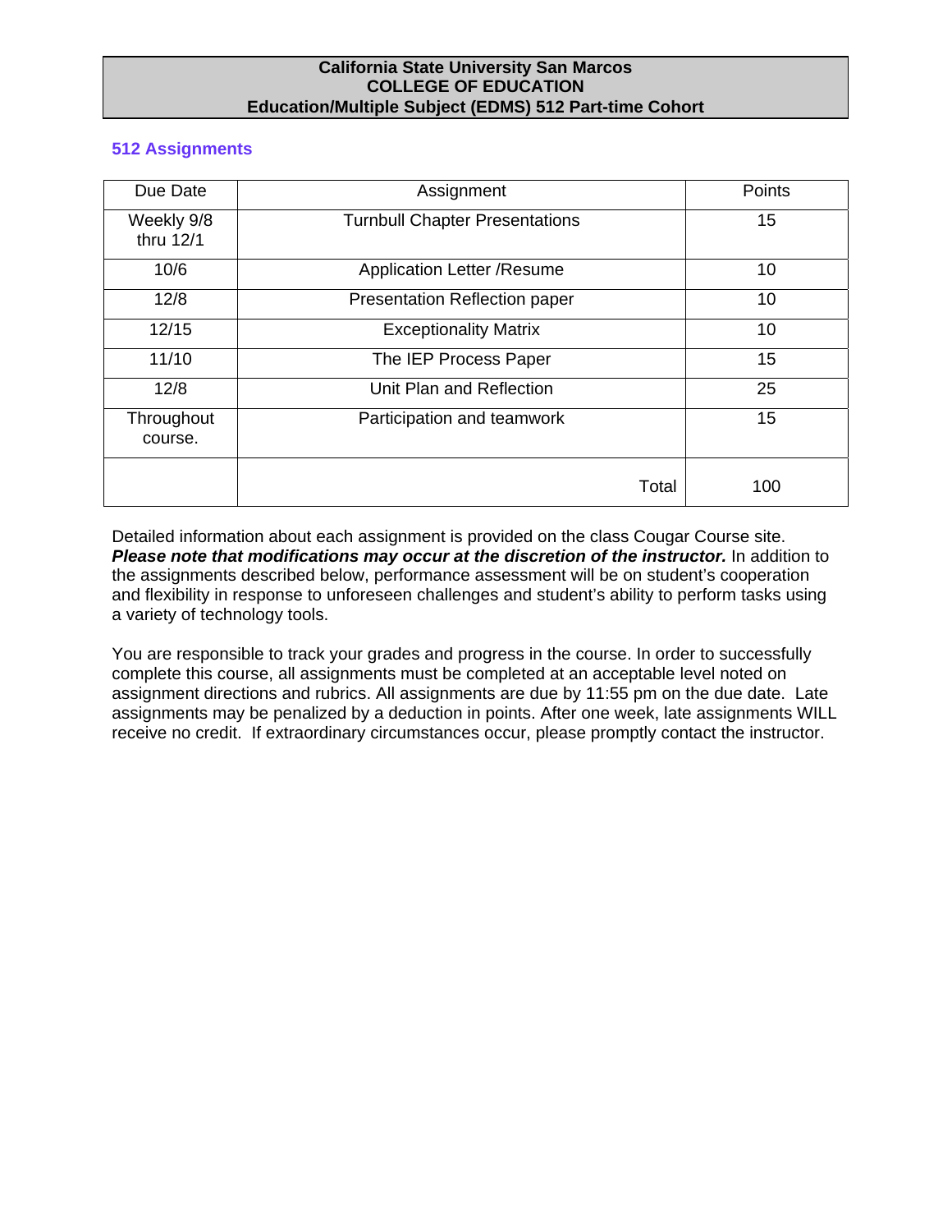**California State University San Marcos**
**COLLEGE OF EDUCATION**
**Education/Multiple Subject (EDMS) 512 Part-time Cohort**

### 512 Assignments

| Due Date | Assignment | Points |
|---|---|---|
| Weekly 9/8 thru 12/1 | Turnbull Chapter Presentations | 15 |
| 10/6 | Application Letter /Resume | 10 |
| 12/8 | Presentation Reflection paper | 10 |
| 12/15 | Exceptionality Matrix | 10 |
| 11/10 | The IEP Process Paper | 15 |
| 12/8 | Unit Plan and Reflection | 25 |
| Throughout course. | Participation and teamwork | 15 |
| | Total | 100 |

Detailed information about each assignment is provided on the class Cougar Course site. ***Please note that modifications may occur at the discretion of the instructor.*** In addition to the assignments described below, performance assessment will be on student's cooperation and flexibility in response to unforeseen challenges and student's ability to perform tasks using a variety of technology tools.

You are responsible to track your grades and progress in the course. In order to successfully complete this course, all assignments must be completed at an acceptable level noted on assignment directions and rubrics. All assignments are due by 11:55 pm on the due date. Late assignments may be penalized by a deduction in points. After one week, late assignments WILL receive no credit. If extraordinary circumstances occur, please promptly contact the instructor.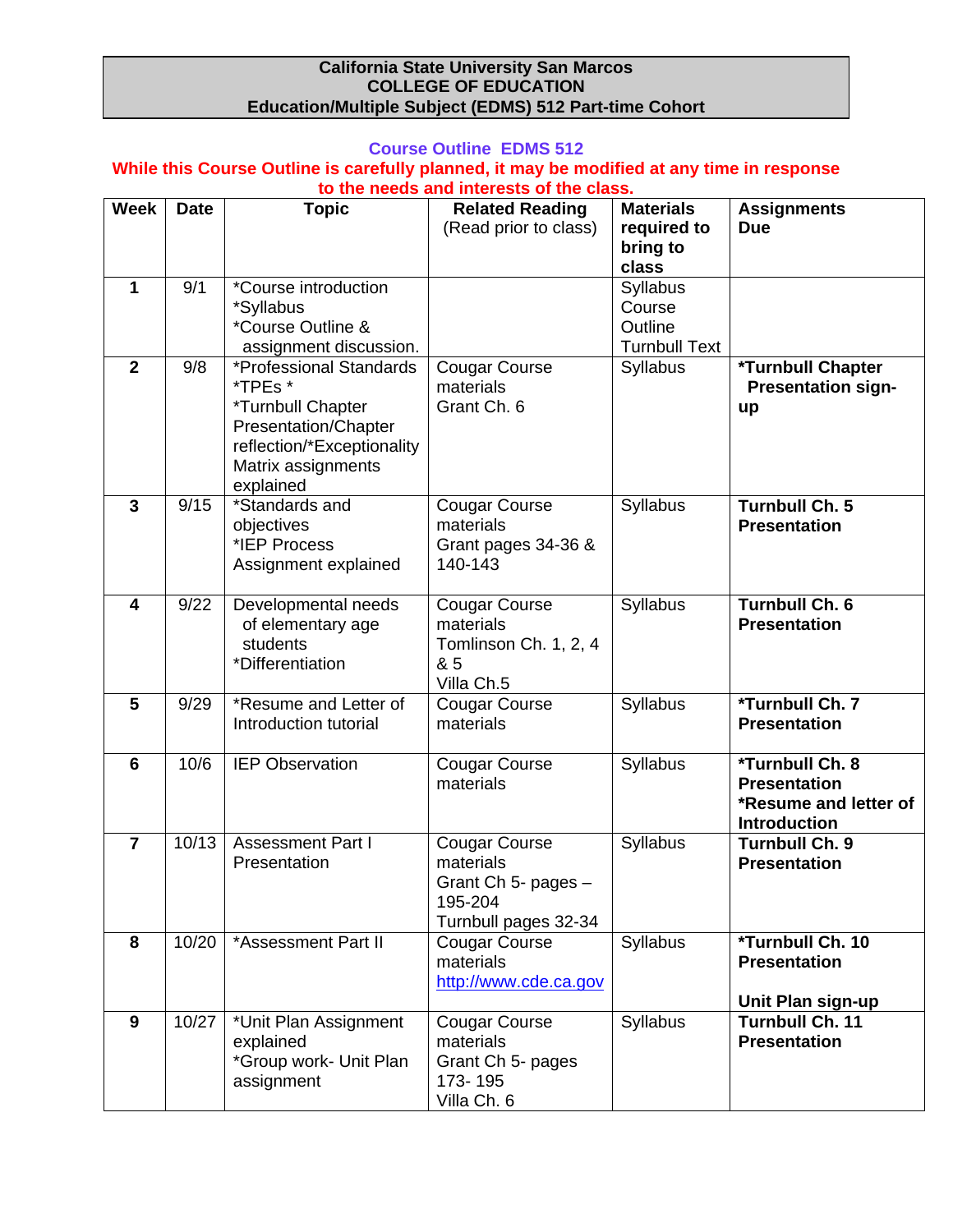**California State University San Marcos**
**COLLEGE OF EDUCATION**
**Education/Multiple Subject (EDMS) 512 Part-time Cohort**

## Course Outline EDMS 512

**While this Course Outline is carefully planned, it may be modified at any time in response to the needs and interests of the class.**

| Week | Date | Topic | Related Reading (Read prior to class) | Materials required to bring to class | Assignments Due |
|---|---|---|---|---|---|
| 1 | 9/1 | *Course introduction<br>*Syllabus<br>*Course Outline & assignment discussion. | | Syllabus<br>Course Outline<br>Turnbull Text | |
| 2 | 9/8 | *Professional Standards<br>*TPEs *<br>*Turnbull Chapter Presentation/Chapter reflection/*Exceptionality Matrix assignments explained | Cougar Course materials<br>Grant Ch. 6 | Syllabus | **\*Turnbull Chapter Presentation sign-up** |
| 3 | 9/15 | *Standards and objectives<br>*IEP Process Assignment explained | Cougar Course materials<br>Grant pages 34-36 & 140-143 | Syllabus | **Turnbull Ch. 5 Presentation** |
| 4 | 9/22 | Developmental needs of elementary age students<br>*Differentiation | Cougar Course materials<br>Tomlinson Ch. 1, 2, 4 & 5<br>Villa Ch.5 | Syllabus | **Turnbull Ch. 6 Presentation** |
| 5 | 9/29 | *Resume and Letter of Introduction tutorial | Cougar Course materials | Syllabus | **\*Turnbull Ch. 7 Presentation** |
| 6 | 10/6 | IEP Observation | Cougar Course materials | Syllabus | **\*Turnbull Ch. 8 Presentation<br>\*Resume and letter of Introduction** |
| 7 | 10/13 | Assessment Part I Presentation | Cougar Course materials<br>Grant Ch 5- pages – 195-204<br>Turnbull pages 32-34 | Syllabus | **Turnbull Ch. 9 Presentation** |
| 8 | 10/20 | *Assessment Part II | Cougar Course materials<br>http://www.cde.ca.gov | Syllabus | **\*Turnbull Ch. 10 Presentation<br><br>Unit Plan sign-up** |
| 9 | 10/27 | *Unit Plan Assignment explained<br>*Group work- Unit Plan assignment | Cougar Course materials<br>Grant Ch 5- pages 173- 195<br>Villa Ch. 6 | Syllabus | **Turnbull Ch. 11 Presentation** |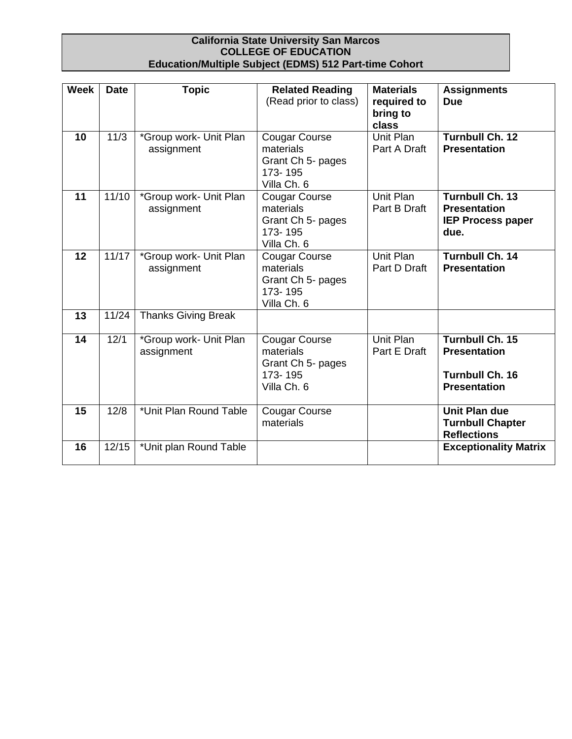**California State University San Marcos**
**COLLEGE OF EDUCATION**
**Education/Multiple Subject (EDMS) 512 Part-time Cohort**

| Week | Date | Topic | Related Reading (Read prior to class) | Materials required to bring to class | Assignments Due |
|---|---|---|---|---|---|
| **10** | 11/3 | *Group work- Unit Plan assignment | Cougar Course materials<br>Grant Ch 5- pages 173- 195<br>Villa Ch. 6 | Unit Plan Part A Draft | **Turnbull Ch. 12 Presentation** |
| **11** | 11/10 | *Group work- Unit Plan assignment | Cougar Course materials<br>Grant Ch 5- pages 173- 195<br>Villa Ch. 6 | Unit Plan Part B Draft | **Turnbull Ch. 13 Presentation**<br>**IEP Process paper due.** |
| **12** | 11/17 | *Group work- Unit Plan assignment | Cougar Course materials<br>Grant Ch 5- pages 173- 195<br>Villa Ch. 6 | Unit Plan Part D Draft | **Turnbull Ch. 14 Presentation** |
| **13** | 11/24 | Thanks Giving Break | | | |
| **14** | 12/1 | *Group work- Unit Plan assignment | Cougar Course materials<br>Grant Ch 5- pages 173- 195<br>Villa Ch. 6 | Unit Plan Part E Draft | **Turnbull Ch. 15 Presentation**<br><br>**Turnbull Ch. 16 Presentation** |
| **15** | 12/8 | *Unit Plan Round Table | Cougar Course materials | | **Unit Plan due**<br>**Turnbull Chapter Reflections** |
| **16** | 12/15 | *Unit plan Round Table | | | **Exceptionality Matrix** |